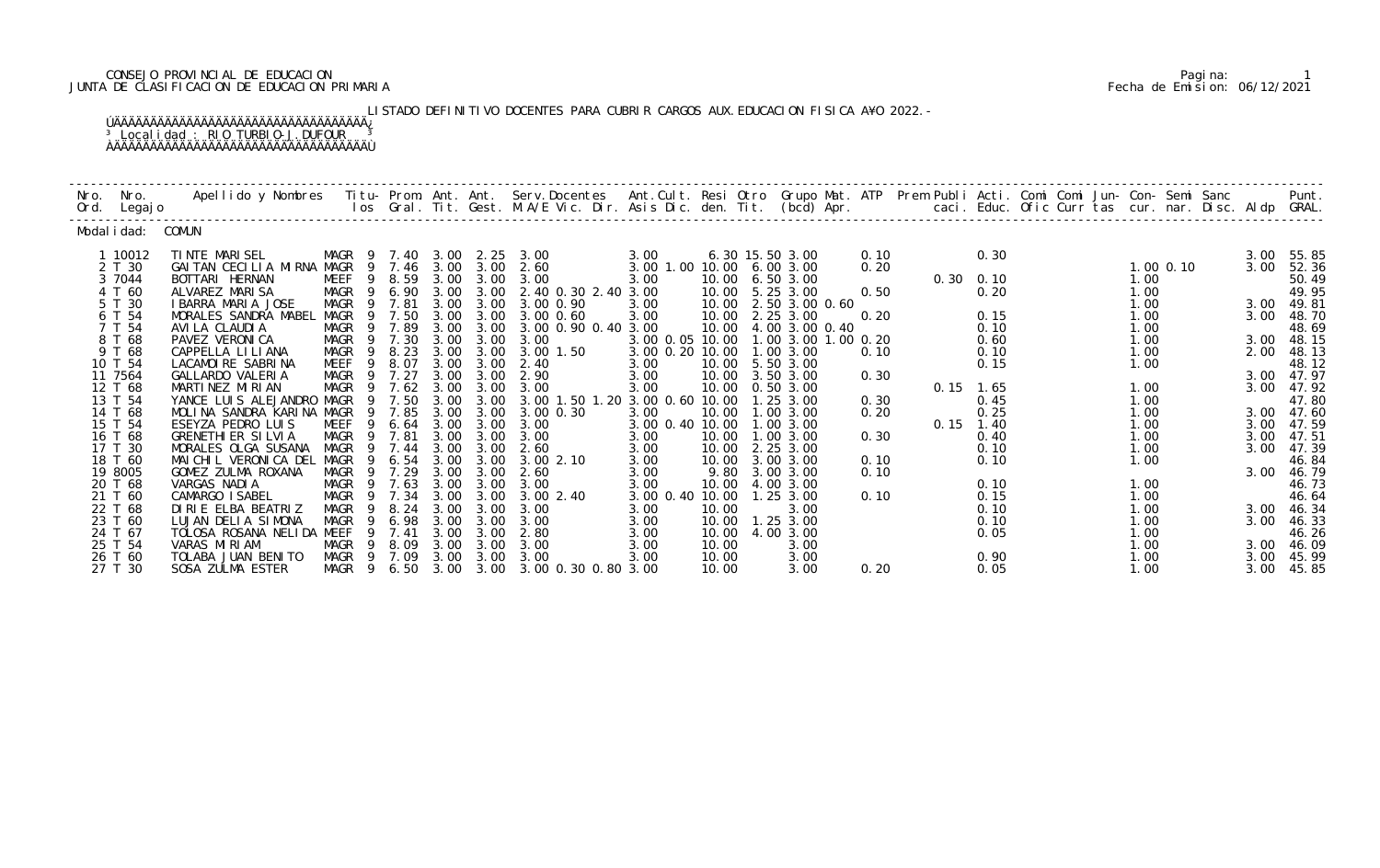CONSEJO PROVINCIAL DE EDUCACION
JUNTA DE CLASIFICACION DE EDUCACION PRIMARIA

Pagina: 1
Fecha de Emision: 06/12/2021

LISTADO DEFINITIVO DOCENTES PARA CUBRIR CARGOS AUX.EDUCACION FISICA A¥O 2022.-

Localidad : RIO TURBIO-J.DUFOUR

| Nro. Ord. | Nro. Legajo | Apellido y Nombres | Titu- los | Prom. Gral. | Ant. Tit. | Ant. Gest. | Serv.Docentes M.A/E Vic. Dir. | Ant.Cult. Asis Dic. | Resi den. | Otro Tit. | Grupo Mat. (bcd) | ATP Apr. | Prem Publi caci. | Acti. Educ. | Comi Ofic | Comi Curr | Jun- tas | Con- cur. | Semi nar. | Sanc Disc. | Aldp | Punt. GRAL. |
|---|---|---|---|---|---|---|---|---|---|---|---|---|---|---|---|---|---|---|---|---|---|---|
| Modalidad: COMUN | | | | | | | | | | | | | | | | | | | | | | |
| 1 | 10012 | TINTE MARISEL | MAGR 9 | 7.40 | 3.00 | 2.25 | 3.00 | 3.00 | | 6.30 | 15.50 3.00 | 0.10 | | 0.30 | | | | | | | 3.00 | 55.85 |
| 2 | T 30 | GAITAN CECILIA MIRNA | MAGR 9 | 7.46 | 3.00 | 3.00 | 2.60 | 3.00 1.00 | 10.00 | | 6.00 3.00 | 0.20 | | | | | | 1.00 | 0.10 | | 3.00 | 52.36 |
| 3 | 7044 | BOTTARI HERNAN | MEEF 9 | 8.59 | 3.00 | 3.00 | 3.00 | 3.00 | 10.00 | | 6.50 3.00 | | 0.30 | 0.10 | | | | 1.00 | | | | 50.49 |
| 4 | T 60 | ALVAREZ MARISA | MAGR 9 | 6.90 | 3.00 | 3.00 | 2.40 0.30 2.40 | 3.00 | 10.00 | | 5.25 3.00 | 0.50 | | 0.20 | | | | 1.00 | | | | 49.95 |
| 5 | T 30 | IBARRA MARIA JOSE | MAGR 9 | 7.81 | 3.00 | 3.00 | 3.00 0.90 | 3.00 | 10.00 | | 2.50 3.00 0.60 | | | | | | | 1.00 | | | 3.00 | 49.81 |
| 6 | T 54 | MORALES SANDRA MABEL | MAGR 9 | 7.50 | 3.00 | 3.00 | 3.00 0.60 | 3.00 | 10.00 | | 2.25 3.00 | 0.20 | | 0.15 | | | | 1.00 | | | 3.00 | 48.70 |
| 7 | T 54 | AVILA CLAUDIA | MAGR 9 | 7.89 | 3.00 | 3.00 | 3.00 0.90 0.40 | 3.00 | 10.00 | | 4.00 3.00 0.40 | | | 0.10 | | | | 1.00 | | | | 48.69 |
| 8 | T 68 | PAVEZ VERONICA | MAGR 9 | 7.30 | 3.00 | 3.00 | 3.00 | 3.00 0.05 | 10.00 | | 1.00 3.00 1.00 | 0.20 | | 0.60 | | | | 1.00 | | | 3.00 | 48.15 |
| 9 | T 68 | CAPPELLA LILIANA | MAGR 9 | 8.23 | 3.00 | 3.00 | 3.00 1.50 | 3.00 0.20 | 10.00 | | 1.00 3.00 | 0.10 | | 0.10 | | | | 1.00 | | | 2.00 | 48.13 |
| 10 | T 54 | LACAMOIRE SABRINA | MEEF 9 | 8.07 | 3.00 | 3.00 | 2.40 | 3.00 | 10.00 | | 5.50 3.00 | | | 0.15 | | | | 1.00 | | | | 48.12 |
| 11 | 7564 | GALLARDO VALERIA | MAGR 9 | 7.27 | 3.00 | 3.00 | 2.90 | 3.00 | 10.00 | | 3.50 3.00 | 0.30 | | | | | | | | | 3.00 | 47.97 |
| 12 | T 68 | MARTINEZ MIRIAN | MAGR 9 | 7.62 | 3.00 | 3.00 | 3.00 | 3.00 | 10.00 | | 0.50 3.00 | | 0.15 | 1.65 | | | | 1.00 | | | 3.00 | 47.92 |
| 13 | T 54 | YANCE LUIS ALEJANDRO | MAGR 9 | 7.50 | 3.00 | 3.00 | 3.00 1.50 1.20 | 3.00 0.60 | 10.00 | | 1.25 3.00 | 0.30 | | 0.45 | | | | 1.00 | | | | 47.80 |
| 14 | T 68 | MOLINA SANDRA KARINA | MAGR 9 | 7.85 | 3.00 | 3.00 | 3.00 0.30 | 3.00 | 10.00 | | 1.00 3.00 | 0.20 | | 0.25 | | | | 1.00 | | | 3.00 | 47.60 |
| 15 | T 54 | ESEYZA PEDRO LUIS | MEEF 9 | 6.64 | 3.00 | 3.00 | 3.00 | 3.00 0.40 | 10.00 | | 1.00 3.00 | | 0.15 | 1.40 | | | | 1.00 | | | 3.00 | 47.59 |
| 16 | T 68 | GRENETHIER SILVIA | MAGR 9 | 7.81 | 3.00 | 3.00 | 3.00 | 3.00 | 10.00 | | 1.00 3.00 | 0.30 | | 0.40 | | | | 1.00 | | | 3.00 | 47.51 |
| 17 | T 30 | MORALES OLGA SUSANA | MAGR 9 | 7.44 | 3.00 | 3.00 | 2.60 | 3.00 | 10.00 | | 2.25 3.00 | | | 0.10 | | | | 1.00 | | | 3.00 | 47.39 |
| 18 | T 60 | MAICHIL VERONICA DEL | MAGR 9 | 6.54 | 3.00 | 3.00 | 3.00 2.10 | 3.00 | 10.00 | | 3.00 3.00 | 0.10 | | 0.10 | | | | 1.00 | | | | 46.84 |
| 19 | 8005 | GOMEZ ZULMA ROXANA | MAGR 9 | 7.29 | 3.00 | 3.00 | 2.60 | 3.00 | 9.80 | | 3.00 3.00 | 0.10 | | | | | | | | | 3.00 | 46.79 |
| 20 | T 68 | VARGAS NADIA | MAGR 9 | 7.63 | 3.00 | 3.00 | 3.00 | 3.00 | 10.00 | | 4.00 3.00 | | | 0.10 | | | | 1.00 | | | | 46.73 |
| 21 | T 60 | CAMARGO ISABEL | MAGR 9 | 7.34 | 3.00 | 3.00 | 3.00 2.40 | 3.00 0.40 | 10.00 | | 1.25 3.00 | 0.10 | | 0.15 | | | | 1.00 | | | | 46.64 |
| 22 | T 68 | DIRIE ELBA BEATRIZ | MAGR 9 | 8.24 | 3.00 | 3.00 | 3.00 | 3.00 | 10.00 | | 3.00 | | | 0.10 | | | | 1.00 | | | 3.00 | 46.34 |
| 23 | T 60 | LUJAN DELIA SIMONA | MAGR 9 | 6.98 | 3.00 | 3.00 | 3.00 | 3.00 | 10.00 | | 1.25 3.00 | | | 0.10 | | | | 1.00 | | | 3.00 | 46.33 |
| 24 | T 67 | TOLOSA ROSANA NELIDA | MEEF 9 | 7.41 | 3.00 | 3.00 | 2.80 | 3.00 | 10.00 | | 4.00 3.00 | | | 0.05 | | | | 1.00 | | | | 46.26 |
| 25 | T 54 | VARAS MIRIAM | MAGR 9 | 8.09 | 3.00 | 3.00 | 3.00 | 3.00 | 10.00 | | 3.00 | | | | | | | 1.00 | | | 3.00 | 46.09 |
| 26 | T 60 | TOLABA JUAN BENITO | MAGR 9 | 7.09 | 3.00 | 3.00 | 3.00 | 3.00 | 10.00 | | 3.00 | | | 0.90 | | | | 1.00 | | | 3.00 | 45.99 |
| 27 | T 30 | SOSA ZULMA ESTER | MAGR 9 | 6.50 | 3.00 | 3.00 | 3.00 0.30 0.80 | 3.00 | 10.00 | | 3.00 | 0.20 | | 0.05 | | | | 1.00 | | | 3.00 | 45.85 |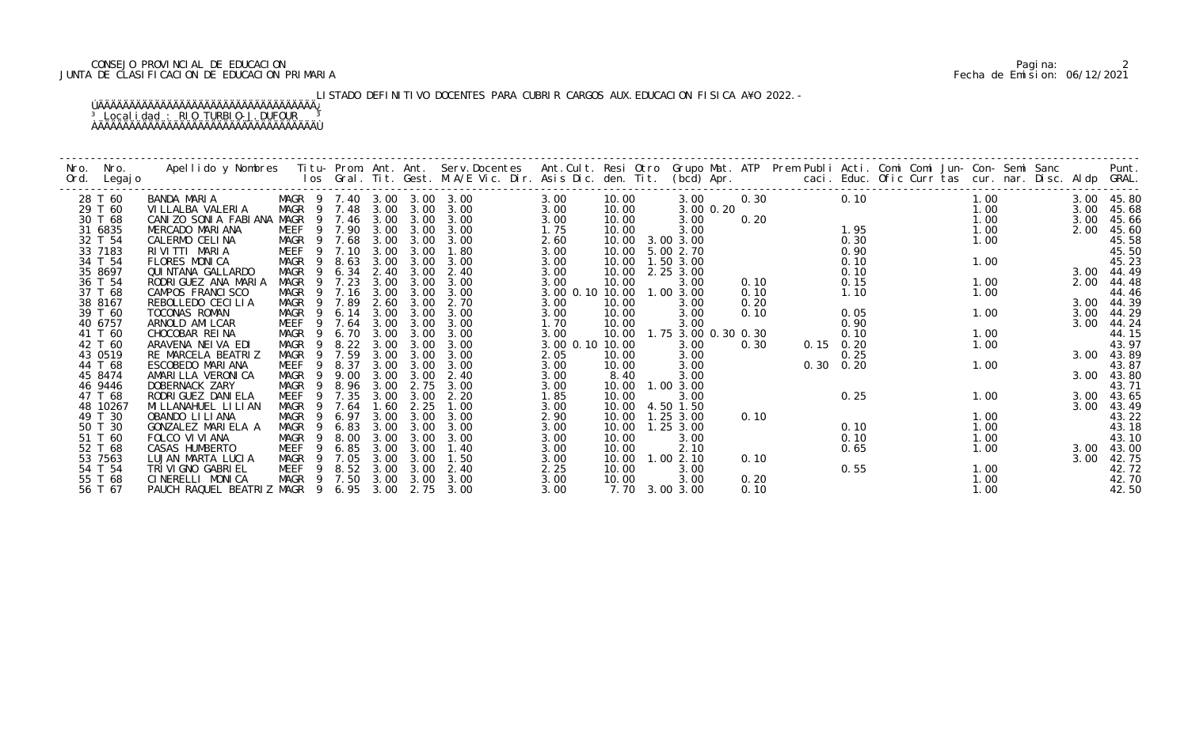CONSEJO PROVINCIAL DE EDUCACION
JUNTA DE CLASIFICACION DE EDUCACION PRIMARIA

Fecha de Emision: 06/12/2021

LISTADO DEFINITIVO DOCENTES PARA CUBRIR CARGOS AUX.EDUCACION FISICA A¥O 2022.-

Localidad : RIO TURBIO-J.DUFOUR

| Nro. Ord. | Nro. Legajo | Apellido y Nombres | Titu- los | Prom. Gral. | Ant. Tit. | Ant. Gest. | Serv.Docentes M.A/E Vic. Dir. | Ant.Cult. Asis Dic. | Resi den. | Otro Tit. | Grupo Mat. (bcd) Apr. | ATP | Prem Publi caci. | Acti. Educ. | Comi Ofic | Comi Curr | Jun- tas | Con- cur. | Semi nar. | Sanc Disc. | Aldp | Punt. GRAL. |
|---|---|---|---|---|---|---|---|---|---|---|---|---|---|---|---|---|---|---|---|---|---|---|
| 28 | T 60 | BANDA MARIA | MAGR 9 | 7.40 | 3.00 | 3.00 | 3.00 | 3.00 | 10.00 | | 3.00 | 0.30 | | 0.10 | | | | 1.00 | | | 3.00 | 45.80 |
| 29 | T 60 | VILLALBA VALERIA | MAGR 9 | 7.48 | 3.00 | 3.00 | 3.00 | 3.00 | 10.00 | | 3.00 0.20 | | | | | | | 1.00 | | | 3.00 | 45.68 |
| 30 | T 68 | CANIZO SONIA FABIANA | MAGR 9 | 7.46 | 3.00 | 3.00 | 3.00 | 3.00 | 10.00 | | 3.00 | 0.20 | | | | | | 1.00 | | | 3.00 | 45.66 |
| 31 | 6835 | MERCADO MARIANA | MEEF 9 | 7.90 | 3.00 | 3.00 | 3.00 | 1.75 | 10.00 | | 3.00 | | | 1.95 | | | | 1.00 | | | 2.00 | 45.60 |
| 32 | T 54 | CALERMO CELINA | MAGR 9 | 7.68 | 3.00 | 3.00 | 3.00 | 2.60 | 10.00 | 3.00 | 3.00 | | | 0.30 | | | | 1.00 | | | | 45.58 |
| 33 | 7183 | RIVITTI MARIA | MEEF 9 | 7.10 | 3.00 | 3.00 | 1.80 | 3.00 | 10.00 | 5.00 | 2.70 | | | 0.90 | | | | | | | | 45.50 |
| 34 | T 54 | FLORES MONICA | MAGR 9 | 8.63 | 3.00 | 3.00 | 3.00 | 3.00 | 10.00 | 1.50 | 3.00 | | | 0.10 | | | | 1.00 | | | | 45.23 |
| 35 | 8697 | QUINTANA GALLARDO | MAGR 9 | 6.34 | 2.40 | 3.00 | 2.40 | 3.00 | 10.00 | 2.25 | 3.00 | | | 0.10 | | | | | | | 3.00 | 44.49 |
| 36 | T 54 | RODRIGUEZ ANA MARIA | MAGR 9 | 7.23 | 3.00 | 3.00 | 3.00 | 3.00 | 10.00 | | 3.00 | 0.10 | | 0.15 | | | | 1.00 | | | 2.00 | 44.48 |
| 37 | T 68 | CAMPOS FRANCISCO | MAGR 9 | 7.16 | 3.00 | 3.00 | 3.00 | 3.00 0.10 | 10.00 | 1.00 | 3.00 | 0.10 | | 1.10 | | | | 1.00 | | | | 44.46 |
| 38 | 8167 | REBOLLEDO CECILIA | MAGR 9 | 7.89 | 2.60 | 3.00 | 2.70 | 3.00 | 10.00 | | 3.00 | 0.20 | | | | | | | | | 3.00 | 44.39 |
| 39 | T 60 | TOCONAS ROMAN | MAGR 9 | 6.14 | 3.00 | 3.00 | 3.00 | 3.00 | 10.00 | | 3.00 | 0.10 | | 0.05 | | | | 1.00 | | | 3.00 | 44.29 |
| 40 | 6757 | ARNOLD AMILCAR | MEEF 9 | 7.64 | 3.00 | 3.00 | 3.00 | 1.70 | 10.00 | | 3.00 | | | 0.90 | | | | | | | 3.00 | 44.24 |
| 41 | T 60 | CHOCOBAR REINA | MAGR 9 | 6.70 | 3.00 | 3.00 | 3.00 | 3.00 | 10.00 | 1.75 | 3.00 0.30 | 0.30 | | 0.10 | | | | 1.00 | | | | 44.15 |
| 42 | T 60 | ARAVENA NEIVA EDI | MAGR 9 | 8.22 | 3.00 | 3.00 | 3.00 | 3.00 0.10 | 10.00 | | 3.00 | 0.30 | 0.15 | 0.20 | | | | 1.00 | | | | 43.97 |
| 43 | 0519 | RE MARCELA BEATRIZ | MAGR 9 | 7.59 | 3.00 | 3.00 | 3.00 | 2.05 | 10.00 | | 3.00 | | | 0.25 | | | | | | | 3.00 | 43.89 |
| 44 | T 68 | ESCOBEDO MARIANA | MEEF 9 | 8.37 | 3.00 | 3.00 | 3.00 | 3.00 | 10.00 | | 3.00 | | 0.30 | 0.20 | | | | 1.00 | | | | 43.87 |
| 45 | 8474 | AMARILLA VERONICA | MAGR 9 | 9.00 | 3.00 | 3.00 | 2.40 | 3.00 | 8.40 | | 3.00 | | | | | | | | | | 3.00 | 43.80 |
| 46 | 9446 | DOBERNACK ZARY | MAGR 9 | 8.96 | 3.00 | 2.75 | 3.00 | 3.00 | 10.00 | 1.00 | 3.00 | | | | | | | | | | | 43.71 |
| 47 | T 68 | RODRIGUEZ DANIELA | MEEF 9 | 7.35 | 3.00 | 3.00 | 2.20 | 1.85 | 10.00 | | 3.00 | | | 0.25 | | | | 1.00 | | | 3.00 | 43.65 |
| 48 | 10267 | MILLANAHUEL LILIAN | MAGR 9 | 7.64 | 1.60 | 2.25 | 1.00 | 3.00 | 10.00 | 4.50 | 1.50 | | | | | | | | | | 3.00 | 43.49 |
| 49 | T 30 | OBANDO LILIANA | MAGR 9 | 6.97 | 3.00 | 3.00 | 3.00 | 2.90 | 10.00 | 1.25 | 3.00 | 0.10 | | | | | | 1.00 | | | | 43.22 |
| 50 | T 30 | GONZALEZ MARIELA A | MAGR 9 | 6.83 | 3.00 | 3.00 | 3.00 | 3.00 | 10.00 | 1.25 | 3.00 | | | 0.10 | | | | 1.00 | | | | 43.18 |
| 51 | T 60 | FOLCO VIVIANA | MAGR 9 | 8.00 | 3.00 | 3.00 | 3.00 | 3.00 | 10.00 | | 3.00 | | | 0.10 | | | | 1.00 | | | | 43.10 |
| 52 | T 68 | CASAS HUMBERTO | MEEF 9 | 6.85 | 3.00 | 3.00 | 1.40 | 3.00 | 10.00 | | 2.10 | | | 0.65 | | | | 1.00 | | | 3.00 | 43.00 |
| 53 | 7563 | LUJAN MARTA LUCIA | MAGR 9 | 7.05 | 3.00 | 3.00 | 1.50 | 3.00 | 10.00 | 1.00 | 2.10 | 0.10 | | | | | | | | | 3.00 | 42.75 |
| 54 | T 54 | TRIVIGNO GABRIEL | MEEF 9 | 8.52 | 3.00 | 3.00 | 2.40 | 2.25 | 10.00 | | 3.00 | | | 0.55 | | | | 1.00 | | | | 42.72 |
| 55 | T 68 | CINERELLI MONICA | MAGR 9 | 7.50 | 3.00 | 3.00 | 3.00 | 3.00 | 10.00 | | 3.00 | 0.20 | | | | | | 1.00 | | | | 42.70 |
| 56 | T 67 | PAUCH RAQUEL BEATRIZ | MAGR 9 | 6.95 | 3.00 | 2.75 | 3.00 | 3.00 | 7.70 | 3.00 | 3.00 | 0.10 | | | | | | 1.00 | | | | 42.50 |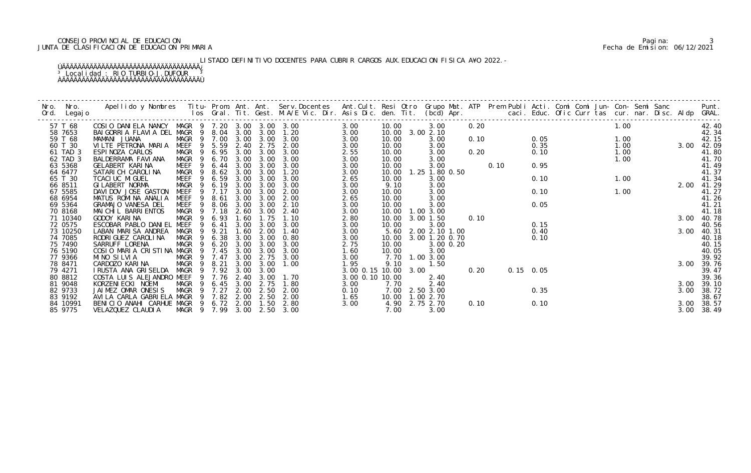LISTADO DEFINITIVO DOCENTES PARA CUBRIR CARGOS AUX.EDUCACION FISICA A¥O 2022.-

Localidad : RIO TURBIO-J.DUFOUR

| Nro. Ord. | Nro. Legajo | Apellido y Nombres | Titu los | Prom. Gral. | Ant. Tit. | Ant. Gest. | Serv. Docentes M.A/E Vic. Dir. | Ant. Cult. Asis Dic. | Resi den. | Otro Tit. | Grupo (bcd) | Mat. Apr. | ATP | Prem | Publi caci. | Acti. Educ. | Comi Ofic | Comi Curr | Jun- tas | Con- cur. | Semi nar. | Sanc Disc. | Aldp | Punt. GRAL. |
|---|---|---|---|---|---|---|---|---|---|---|---|---|---|---|---|---|---|---|---|---|---|---|---|---|
| 57 | T 68 | COSIO DANIELA NANCY | MAGR 9 | 7.20 | 3.00 | 3.00 | 3.00 | 3.00 | 10.00 | | 3.00 | | 0.20 | | | | | | | 1.00 | | | | 42.40 |
| 58 | 7653 | BAIGORRIA FLAVIA DEL | MAGR 9 | 8.04 | 3.00 | 3.00 | 1.20 | 3.00 | 10.00 | 3.00 | 2.10 | | | | | | | | | | | | | 42.34 |
| 59 | T 68 | MAMANI JUANA | MAGR 9 | 7.00 | 3.00 | 3.00 | 3.00 | 3.00 | 10.00 | | 3.00 | | 0.10 | | | 0.05 | | | | 1.00 | | | | 42.15 |
| 60 | T 30 | VILTE PETRONA MARIA | MEEF 9 | 5.59 | 2.40 | 2.75 | 2.00 | 3.00 | 10.00 | | 3.00 | | | | | 0.35 | | | | 1.00 | | | 3.00 | 42.09 |
| 61 | TAD 3 | ESPINOZA CARLOS | MAGR 9 | 6.95 | 3.00 | 3.00 | 3.00 | 2.55 | 10.00 | | 3.00 | | 0.20 | | | 0.10 | | | | 1.00 | | | | 41.80 |
| 62 | TAD 3 | BALDERRAMA FAVIANA | MAGR 9 | 6.70 | 3.00 | 3.00 | 3.00 | 3.00 | 10.00 | | 3.00 | | | | | | | | | 1.00 | | | | 41.70 |
| 63 | 5368 | GELABERT KARINA | MEEF 9 | 6.44 | 3.00 | 3.00 | 3.00 | 3.00 | 10.00 | | 3.00 | | | 0.10 | | 0.95 | | | | | | | | 41.49 |
| 64 | 6477 | SATARICH CAROLINA | MAGR 9 | 8.62 | 3.00 | 3.00 | 1.20 | 3.00 | 10.00 | 1.25 | 1.80 | 0.50 | | | | | | | | | | | | 41.37 |
| 65 | T 30 | TCACIUC MIGUEL | MEEF 9 | 6.59 | 3.00 | 3.00 | 3.00 | 2.65 | 10.00 | | 3.00 | | | | | 0.10 | | | | 1.00 | | | | 41.34 |
| 66 | 8511 | GILABERT NORMA | MAGR 9 | 6.19 | 3.00 | 3.00 | 3.00 | 3.00 | 9.10 | | 3.00 | | | | | | | | | | | | 2.00 | 41.29 |
| 67 | 5585 | DAVIDOV JOSE GASTON | MEEF 9 | 7.17 | 3.00 | 3.00 | 2.00 | 3.00 | 10.00 | | 3.00 | | | | | 0.10 | | | | 1.00 | | | | 41.27 |
| 68 | 6954 | MATUS ROMINA ANALIA | MEEF 9 | 8.61 | 3.00 | 3.00 | 2.00 | 2.65 | 10.00 | | 3.00 | | | | | | | | | | | | | 41.26 |
| 69 | 5364 | GRAMAJO VANESA DEL | MEEF 9 | 8.06 | 3.00 | 3.00 | 2.10 | 3.00 | 10.00 | | 3.00 | | | | | 0.05 | | | | | | | | 41.21 |
| 70 | 8168 | MAICHIL BARRIENTOS | MAGR 9 | 7.18 | 2.60 | 3.00 | 2.40 | 3.00 | 10.00 | 1.00 | 3.00 | | | | | | | | | | | | | 41.18 |
| 71 | 10340 | GODOY KARINA | MAGR 9 | 6.93 | 1.60 | 1.75 | 1.10 | 2.80 | 10.00 | 3.00 | 1.50 | | 0.10 | | | | | | | | | | 3.00 | 40.78 |
| 72 | 0575 | ESCOBAR PABLO DANIEL | MEEF 9 | 6.41 | 3.00 | 3.00 | 3.00 | 3.00 | 10.00 | | 3.00 | | | | | 0.15 | | | | | | | | 40.56 |
| 73 | 10250 | LABAN MARISA ANDREA | MAGR 9 | 9.21 | 1.60 | 2.00 | 1.40 | 3.00 | 5.60 | 2.00 | 2.10 | 1.00 | | | | 0.40 | | | | | | | 3.00 | 40.31 |
| 74 | 7085 | RODRIGUEZ CAROLINA | MAGR 9 | 6.38 | 3.00 | 3.00 | 0.80 | 3.00 | 10.00 | 3.00 | 1.20 | 0.70 | | | | 0.10 | | | | | | | | 40.18 |
| 75 | 7490 | SARRUFF LORENA | MAGR 9 | 6.20 | 3.00 | 3.00 | 3.00 | 2.75 | 10.00 | | 3.00 | 0.20 | | | | | | | | | | | | 40.15 |
| 76 | 5190 | COSIO MARIA CRISTINA | MAGR 9 | 7.45 | 3.00 | 3.00 | 3.00 | 1.60 | 10.00 | | 3.00 | | | | | | | | | | | | | 40.05 |
| 77 | 9366 | MINO SILVIA | MAGR 9 | 7.47 | 3.00 | 2.75 | 3.00 | 3.00 | 7.70 | 1.00 | 3.00 | | | | | | | | | | | | | 39.92 |
| 78 | 8471 | CARDOZO KARINA | MAGR 9 | 8.21 | 3.00 | 3.00 | 1.00 | 1.95 | 9.10 | | 1.50 | | | | | | | | | | | | 3.00 | 39.76 |
| 79 | 4271 | IRUSTA ANA GRISELDA | MAGR 9 | 7.92 | 3.00 | 3.00 | | 3.00 0.15 | 10.00 | 3.00 | | | 0.20 | | 0.15 | 0.05 | | | | | | | | 39.47 |
| 80 | 8812 | COSTA LUIS ALEJANDRO | MEEF 9 | 7.76 | 2.40 | 3.00 | 1.70 | 3.00 0.10 | 10.00 | | 2.40 | | | | | | | | | | | | | 39.36 |
| 81 | 9048 | KORZENIECKI NOEMI | MAGR 9 | 6.45 | 3.00 | 2.75 | 1.80 | 3.00 | 7.70 | | 2.40 | | | | | | | | | | | | 3.00 | 39.10 |
| 82 | 9733 | JAIMEZ OMAR ONESIS | MAGR 9 | 7.27 | 2.00 | 2.50 | 2.00 | 0.10 | 7.00 | 2.50 | 3.00 | | | | | 0.35 | | | | | | | 3.00 | 38.72 |
| 83 | 9192 | AVILA CARLA GABRIELA | MAGR 9 | 7.82 | 2.00 | 2.50 | 2.00 | 1.65 | 10.00 | 1.00 | 2.70 | | | | | | | | | | | | | 38.67 |
| 84 | 10991 | BENICIO ANAHI CARHUE | MAGR 9 | 6.72 | 2.00 | 1.50 | 2.80 | 3.00 | 4.90 | 2.75 | 2.70 | | 0.10 | | | 0.10 | | | | | | | 3.00 | 38.57 |
| 85 | 9775 | VELAZQUEZ CLAUDIA | MAGR 9 | 7.99 | 3.00 | 2.50 | 3.00 | | 7.00 | | 3.00 | | | | | | | | | | | | 3.00 | 38.49 |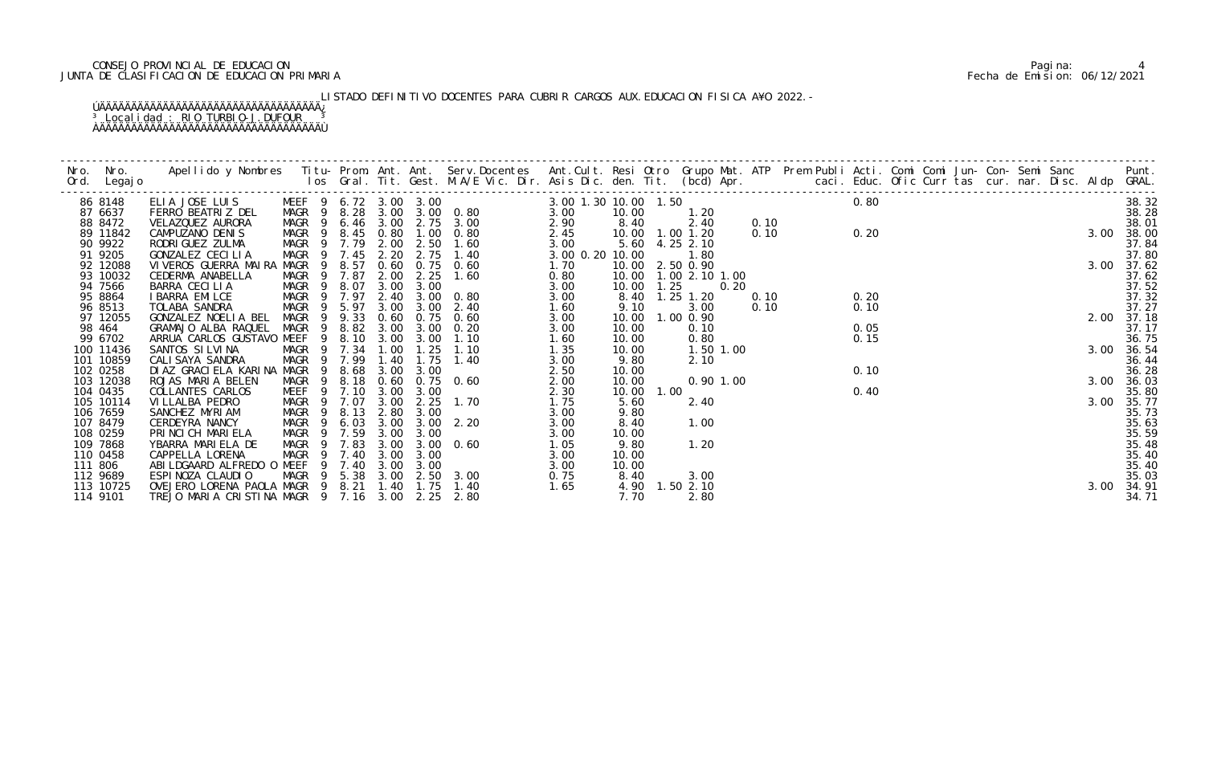CONSEJO PROVINCIAL DE EDUCACION
JUNTA DE CLASIFICACION DE EDUCACION PRIMARIA

Pagina: 4
Fecha de Emision: 06/12/2021

LISTADO DEFINITIVO DOCENTES PARA CUBRIR CARGOS AUX.EDUCACION FISICA A¥O 2022.-

Localidad : RIO TURBIO-J.DUFOUR

| Nro. Ord. | Nro. Legajo | Apellido y Nombres | Titu- los | Prom. Gral. | Ant. Tit. | Ant. Gest. | Serv.Docentes M.A/E Vic. Dir. | Ant.Cult. Asis Dic. | Resi den. | Otro Tit. | Grupo Mat. (bcd) | ATP Apr. | Prem Publi caci. | Acti. Educ. | Comi Ofic | Comi Curr | Jun- tas | Con- cur. | Semi nar. | Sanc Disc. | Aldp | Punt. GRAL. |
|---|---|---|---|---|---|---|---|---|---|---|---|---|---|---|---|---|---|---|---|---|---|---|
| 86 | 8148 | ELIA JOSE LUIS | MEEF 9 | 6.72 | 3.00 | 3.00 | | 3.00 1.30 | 10.00 | 1.50 | | | | 0.80 | | | | | | | | 38.32 |
| 87 | 6637 | FERRO BEATRIZ DEL | MAGR 9 | 8.28 | 3.00 | 3.00 | 0.80 | 3.00 | 10.00 | | 1.20 | | | | | | | | | | | 38.28 |
| 88 | 8472 | VELAZQUEZ AURORA | MAGR 9 | 6.46 | 3.00 | 2.75 | 3.00 | 2.90 | 8.40 | | 2.40 | 0.10 | | | | | | | | | | 38.01 |
| 89 | 11842 | CAMPUZANO DENIS | MAGR 9 | 8.45 | 0.80 | 1.00 | 0.80 | 2.45 | 10.00 | 1.00 | 1.20 | 0.10 | | 0.20 | | | | | | | 3.00 | 38.00 |
| 90 | 9922 | RODRIGUEZ ZULMA | MAGR 9 | 7.79 | 2.00 | 2.50 | 1.60 | 3.00 | 5.60 | 4.25 | 2.10 | | | | | | | | | | | 37.84 |
| 91 | 9205 | GONZALEZ CECILIA | MAGR 9 | 7.45 | 2.20 | 2.75 | 1.40 | 3.00 0.20 | 10.00 | | 1.80 | | | | | | | | | | | 37.80 |
| 92 | 12088 | VIVEROS GUERRA MAIRA | MAGR 9 | 8.57 | 0.60 | 0.75 | 0.60 | 1.70 | 10.00 | 2.50 | 0.90 | | | | | | | | | | 3.00 | 37.62 |
| 93 | 10032 | CEDERMA ANABELLA | MAGR 9 | 7.87 | 2.00 | 2.25 | 1.60 | 0.80 | 10.00 | 1.00 | 2.10 1.00 | | | | | | | | | | | 37.62 |
| 94 | 7566 | BARRA CECILIA | MAGR 9 | 8.07 | 3.00 | 3.00 | | 3.00 | 10.00 | 1.25 | 0.20 | | | | | | | | | | | 37.52 |
| 95 | 8864 | IBARRA EMILCE | MAGR 9 | 7.97 | 2.40 | 3.00 | 0.80 | 3.00 | 8.40 | 1.25 | 1.20 | 0.10 | | 0.20 | | | | | | | | 37.32 |
| 96 | 8513 | TOLABA SANDRA | MAGR 9 | 5.97 | 3.00 | 3.00 | 2.40 | 1.60 | 9.10 | | 3.00 | 0.10 | | 0.10 | | | | | | | | 37.27 |
| 97 | 12055 | GONZALEZ NOELIA BEL | MAGR 9 | 9.33 | 0.60 | 0.75 | 0.60 | 3.00 | 10.00 | 1.00 | 0.90 | | | | | | | | | | 2.00 | 37.18 |
| 98 | 464 | GRAMAJO ALBA RAQUEL | MAGR 9 | 8.82 | 3.00 | 3.00 | 0.20 | 3.00 | 10.00 | | 0.10 | | | 0.05 | | | | | | | | 37.17 |
| 99 | 6702 | ARRUA CARLOS GUSTAVO | MEEF 9 | 8.10 | 3.00 | 3.00 | 1.10 | 1.60 | 10.00 | | 0.80 | | | 0.15 | | | | | | | | 36.75 |
| 100 | 11436 | SANTOS SILVINA | MAGR 9 | 7.34 | 1.00 | 1.25 | 1.10 | 1.35 | 10.00 | | 1.50 1.00 | | | | | | | | | | 3.00 | 36.54 |
| 101 | 10859 | CALISAYA SANDRA | MAGR 9 | 7.99 | 1.40 | 1.75 | 1.40 | 3.00 | 9.80 | | 2.10 | | | | | | | | | | | 36.44 |
| 102 | 0258 | DIAZ GRACIELA KARINA | MAGR 9 | 8.68 | 3.00 | 3.00 | | 2.50 | 10.00 | | | | | 0.10 | | | | | | | | 36.28 |
| 103 | 12038 | ROJAS MARIA BELEN | MAGR 9 | 8.18 | 0.60 | 0.75 | 0.60 | 2.00 | 10.00 | | 0.90 1.00 | | | | | | | | | | 3.00 | 36.03 |
| 104 | 0435 | COLLANTES CARLOS | MEEF 9 | 7.10 | 3.00 | 3.00 | | 2.30 | 10.00 | 1.00 | | | | 0.40 | | | | | | | | 35.80 |
| 105 | 10114 | VILLALBA PEDRO | MAGR 9 | 7.07 | 3.00 | 2.25 | 1.70 | 1.75 | 5.60 | | 2.40 | | | | | | | | | | 3.00 | 35.77 |
| 106 | 7659 | SANCHEZ MYRIAM | MAGR 9 | 8.13 | 2.80 | 3.00 | | 3.00 | 9.80 | | | | | | | | | | | | | 35.73 |
| 107 | 8479 | CERDEYRA NANCY | MAGR 9 | 6.03 | 3.00 | 3.00 | 2.20 | 3.00 | 8.40 | | 1.00 | | | | | | | | | | | 35.63 |
| 108 | 0259 | PRINCICH MARIELA | MAGR 9 | 7.59 | 3.00 | 3.00 | | 3.00 | 10.00 | | | | | | | | | | | | | 35.59 |
| 109 | 7868 | YBARRA MARIELA DE | MAGR 9 | 7.83 | 3.00 | 3.00 | 0.60 | 1.05 | 9.80 | | 1.20 | | | | | | | | | | | 35.48 |
| 110 | 0458 | CAPPELLA LORENA | MAGR 9 | 7.40 | 3.00 | 3.00 | | 3.00 | 10.00 | | | | | | | | | | | | | 35.40 |
| 111 | 806 | ABILDGAARD ALFREDO O | MEEF 9 | 7.40 | 3.00 | 3.00 | | 3.00 | 10.00 | | | | | | | | | | | | | 35.40 |
| 112 | 9689 | ESPINOZA CLAUDIO | MAGR 9 | 5.38 | 3.00 | 2.50 | 3.00 | 0.75 | 8.40 | | 3.00 | | | | | | | | | | | 35.03 |
| 113 | 10725 | OVEJERO LORENA PAOLA | MAGR 9 | 8.21 | 1.40 | 1.75 | 1.40 | 1.65 | 4.90 | 1.50 | 2.10 | | | | | | | | | | 3.00 | 34.91 |
| 114 | 9101 | TREJO MARIA CRISTINA | MAGR 9 | 7.16 | 3.00 | 2.25 | 2.80 | | 7.70 | | 2.80 | | | | | | | | | | | 34.71 |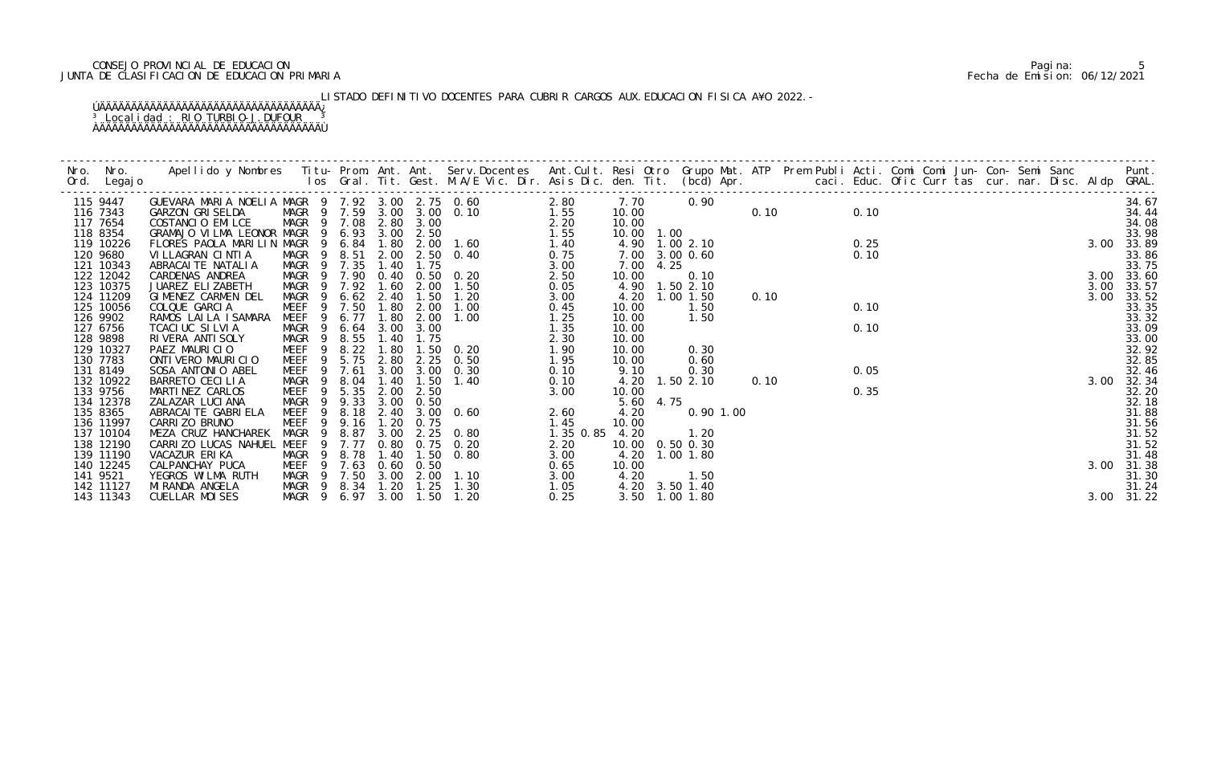CONSEJO PROVINCIAL DE EDUCACION
JUNTA DE CLASIFICACION DE EDUCACION PRIMARIA

Pagina: 5
Fecha de Emision: 06/12/2021

LISTADO DEFINITIVO DOCENTES PARA CUBRIR CARGOS AUX.EDUCACION FISICA A¥O 2022.-

Localidad : RIO TURBIO-J.DUFOUR

| Nro. Ord. | Nro. Legajo | Apellido y Nombres | Titu-los | Prom. Gral. | Ant. Tit. | Ant. Gest. | Serv.Docentes M.A/E Vic. Dir. | Ant.Cult. Asis Dic. | Resi den. | Otro Tit. | Grupo Mat. (bcd) | ATP Apr. | Prem caci. | Publi Educ. | Acti. Ofic | Comi Curr | Comi tas | Jun- cur. | Con- nar. | Semi Disc. | Sanc Aldp | Punt. GRAL. |
|---|---|---|---|---|---|---|---|---|---|---|---|---|---|---|---|---|---|---|---|---|---|---|
| 115 | 9447 | GUEVARA MARIA NOELIA | MAGR 9 | 7.92 | 3.00 | 2.75 | 0.60 | 2.80 | 7.70 | | 0.90 | | | | | | | | | | | 34.67 |
| 116 | 7343 | GARZON GRISELDA | MAGR 9 | 7.59 | 3.00 | 3.00 | 0.10 | 1.55 | 10.00 | | | 0.10 | | | 0.10 | | | | | | | 34.44 |
| 117 | 7654 | COSTANCIO EMILCE | MAGR 9 | 7.08 | 2.80 | 3.00 | | 2.20 | 10.00 | | | | | | | | | | | | | 34.08 |
| 118 | 8354 | GRAMAJO VILMA LEONOR | MAGR 9 | 6.93 | 3.00 | 2.50 | | 1.55 | 10.00 | 1.00 | | | | | | | | | | | | 33.98 |
| 119 | 10226 | FLORES PAOLA MARILIN | MAGR 9 | 6.84 | 1.80 | 2.00 | 1.60 | 1.40 | 4.90 | 1.00 | 2.10 | | | | 0.25 | | | | | | 3.00 | 33.89 |
| 120 | 9680 | VILLAGRAN CINTIA | MAGR 9 | 8.51 | 2.00 | 2.50 | 0.40 | 0.75 | 7.00 | 3.00 | 0.60 | | | | 0.10 | | | | | | | 33.86 |
| 121 | 10343 | ABRACAITE NATALIA | MAGR 9 | 7.35 | 1.40 | 1.75 | | 3.00 | 7.00 | 4.25 | | | | | | | | | | | | 33.75 |
| 122 | 12042 | CARDENAS ANDREA | MAGR 9 | 7.90 | 0.40 | 0.50 | 0.20 | 2.50 | 10.00 | | 0.10 | | | | | | | | | | 3.00 | 33.60 |
| 123 | 10375 | JUAREZ ELIZABETH | MAGR 9 | 7.92 | 1.60 | 2.00 | 1.50 | 0.05 | 4.90 | 1.50 | 2.10 | | | | | | | | | | 3.00 | 33.57 |
| 124 | 11209 | GIMENEZ CARMEN DEL | MAGR 9 | 6.62 | 2.40 | 1.50 | 1.20 | 3.00 | 4.20 | 1.00 | 1.50 | 0.10 | | | | | | | | | 3.00 | 33.52 |
| 125 | 10056 | COLQUE GARCIA | MEEF 9 | 7.50 | 1.80 | 2.00 | 1.00 | 0.45 | 10.00 | | 1.50 | | | | 0.10 | | | | | | | 33.35 |
| 126 | 9902 | RAMOS LAILA ISAMARA | MEEF 9 | 6.77 | 1.80 | 2.00 | 1.00 | 1.25 | 10.00 | | 1.50 | | | | | | | | | | | 33.32 |
| 127 | 6756 | TCACIUC SILVIA | MAGR 9 | 6.64 | 3.00 | 3.00 | | 1.35 | 10.00 | | | | | | 0.10 | | | | | | | 33.09 |
| 128 | 9898 | RIVERA ANTISOLY | MAGR 9 | 8.55 | 1.40 | 1.75 | | 2.30 | 10.00 | | | | | | | | | | | | | 33.00 |
| 129 | 10327 | PAEZ MAURICIO | MEEF 9 | 8.22 | 1.80 | 1.50 | 0.20 | 1.90 | 10.00 | | 0.30 | | | | | | | | | | | 32.92 |
| 130 | 7783 | ONTIVERO MAURICIO | MEEF 9 | 5.75 | 2.80 | 2.25 | 0.50 | 1.95 | 10.00 | | 0.60 | | | | | | | | | | | 32.85 |
| 131 | 8149 | SOSA ANTONIO ABEL | MEEF 9 | 7.61 | 3.00 | 3.00 | 0.30 | 0.10 | 9.10 | | 0.30 | | | | 0.05 | | | | | | | 32.46 |
| 132 | 10922 | BARRETO CECILIA | MAGR 9 | 8.04 | 1.40 | 1.50 | 1.40 | 0.10 | 4.20 | 1.50 | 2.10 | 0.10 | | | | | | | | | 3.00 | 32.34 |
| 133 | 9756 | MARTINEZ CARLOS | MEEF 9 | 5.35 | 2.00 | 2.50 | | 3.00 | 10.00 | | | | | | 0.35 | | | | | | | 32.20 |
| 134 | 12378 | ZALAZAR LUCIANA | MAGR 9 | 9.33 | 3.00 | 0.50 | | | 5.60 | 4.75 | | | | | | | | | | | | 32.18 |
| 135 | 8365 | ABRACAITE GABRIELA | MEEF 9 | 8.18 | 2.40 | 3.00 | 0.60 | 2.60 | 4.20 | | 0.90 | 1.00 | | | | | | | | | | 31.88 |
| 136 | 11997 | CARRIZO BRUNO | MEEF 9 | 9.16 | 1.20 | 0.75 | | 1.45 | 10.00 | | | | | | | | | | | | | 31.56 |
| 137 | 10104 | MEZA CRUZ HANCHAREK | MAGR 9 | 8.87 | 3.00 | 2.25 | 0.80 | 1.35 0.85 | 4.20 | | 1.20 | | | | | | | | | | | 31.52 |
| 138 | 12190 | CARRIZO LUCAS NAHUEL | MEEF 9 | 7.77 | 0.80 | 0.75 | 0.20 | 2.20 | 10.00 | 0.50 | 0.30 | | | | | | | | | | | 31.52 |
| 139 | 11190 | VACAZUR ERIKA | MAGR 9 | 8.78 | 1.40 | 1.50 | 0.80 | 3.00 | 4.20 | 1.00 | 1.80 | | | | | | | | | | | 31.48 |
| 140 | 12245 | CALPANCHAY PUCA | MEEF 9 | 7.63 | 0.60 | 0.50 | | 0.65 | 10.00 | | | | | | | | | | | | 3.00 | 31.38 |
| 141 | 9521 | YEGROS WILMA RUTH | MAGR 9 | 7.50 | 3.00 | 2.00 | 1.10 | 3.00 | 4.20 | | 1.50 | | | | | | | | | | | 31.30 |
| 142 | 11127 | MIRANDA ANGELA | MAGR 9 | 8.34 | 1.20 | 1.25 | 1.30 | 1.05 | 4.20 | 3.50 | 1.40 | | | | | | | | | | | 31.24 |
| 143 | 11343 | CUELLAR MOISES | MAGR 9 | 6.97 | 3.00 | 1.50 | 1.20 | 0.25 | 3.50 | 1.00 | 1.80 | | | | | | | | | | 3.00 | 31.22 |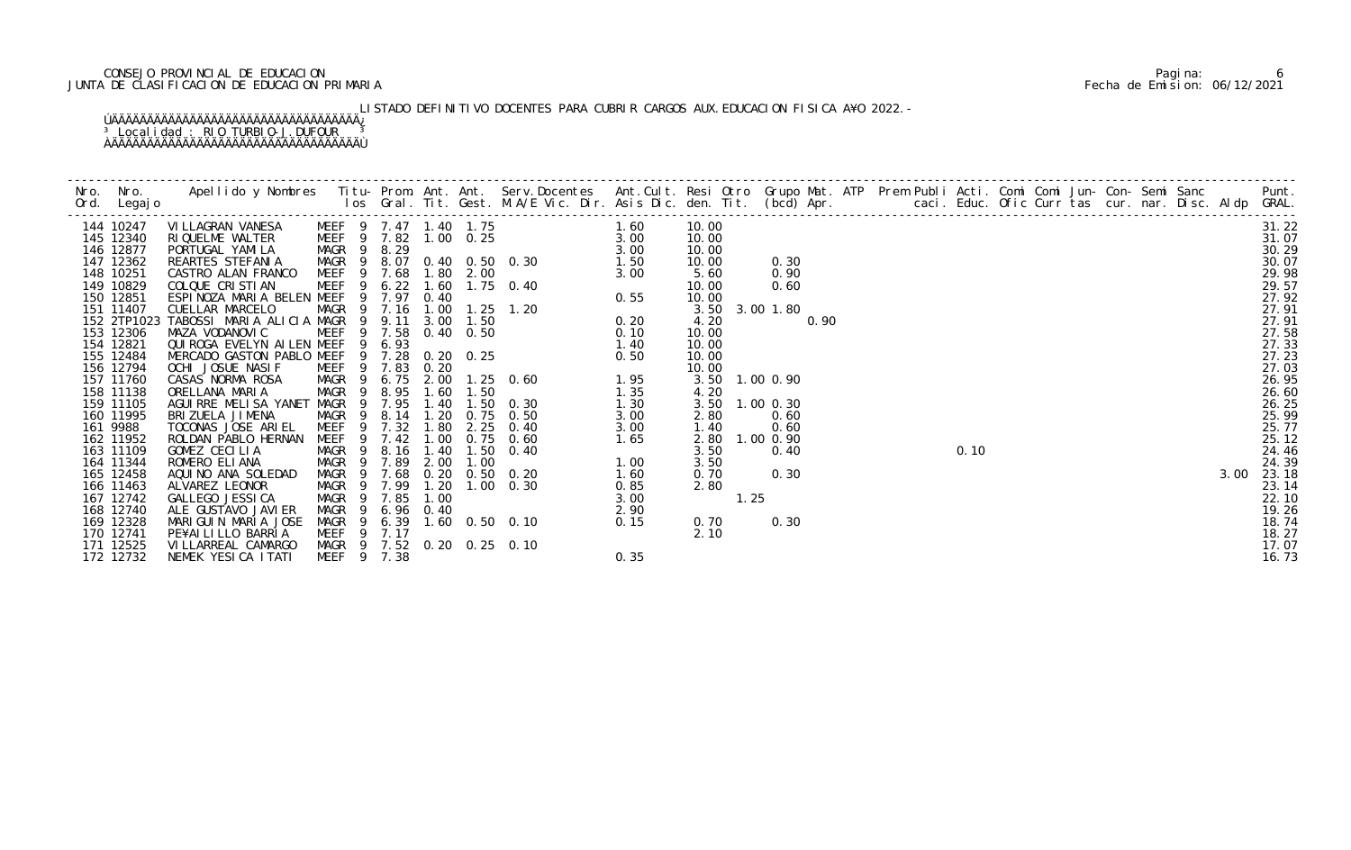CONSEJO PROVINCIAL DE EDUCACION
JUNTA DE CLASIFICACION DE EDUCACION PRIMARIA

LISTADO DEFINITIVO DOCENTES PARA CUBRIR CARGOS AUX.EDUCACION FISICA A¥O 2022.-

Localidad : RIO TURBIO-J.DUFOUR

| Nro. Ord. | Nro. Legajo | Apellido y Nombres | Titu- los | Prom. Gral. | Ant. Tit. | Ant. Gest. | Serv.Docentes M.A/E Vic. Dir. | Ant.Cult. Asis Dic. | Resi den. | Otro Tit. | Grupo Mat. (bcd) | ATP Apr. | Prem Publi caci. | Acti. Educ. | Comi Ofic | Comi Curr | Jun- tas | Con- cur. | Semi nar. | Sanc Disc. | Aldp | Punt. GRAL. |
|---|---|---|---|---|---|---|---|---|---|---|---|---|---|---|---|---|---|---|---|---|---|---|
| 144 | 10247 | VILLAGRAN VANESA | MEEF 9 | 7.47 | 1.40 | 1.75 | | 1.60 | 10.00 | | | | | | | | | | | | | 31.22 |
| 145 | 12340 | RIQUELME WALTER | MEEF 9 | 7.82 | 1.00 | 0.25 | | 3.00 | 10.00 | | | | | | | | | | | | | 31.07 |
| 146 | 12877 | PORTUGAL YAMILA | MAGR 9 | 8.29 | | | | 3.00 | 10.00 | | | | | | | | | | | | | 30.29 |
| 147 | 12362 | REARTES STEFANIA | MAGR 9 | 8.07 | 0.40 | 0.50 | 0.30 | 1.50 | 10.00 | | 0.30 | | | | | | | | | | | 30.07 |
| 148 | 10251 | CASTRO ALAN FRANCO | MEEF 9 | 7.68 | 1.80 | 2.00 | | 3.00 | 5.60 | | 0.90 | | | | | | | | | | | 29.98 |
| 149 | 10829 | COLQUE CRISTIAN | MEEF 9 | 6.22 | 1.60 | 1.75 | 0.40 | | 10.00 | | 0.60 | | | | | | | | | | | 29.57 |
| 150 | 12851 | ESPINOZA MARIA BELEN | MEEF 9 | 7.97 | 0.40 | | | 0.55 | 10.00 | | | | | | | | | | | | | 27.92 |
| 151 | 11407 | CUELLAR MARCELO | MAGR 9 | 7.16 | 1.00 | 1.25 | 1.20 | | 3.50 | 3.00 | 1.80 | | | | | | | | | | | 27.91 |
| 152 | 2TP1023 | TABOSSI MARIA ALICIA | MAGR 9 | 9.11 | 3.00 | 1.50 | | 0.20 | 4.20 | | | 0.90 | | | | | | | | | | 27.91 |
| 153 | 12306 | MAZA VODANOVIC | MEEF 9 | 7.58 | 0.40 | 0.50 | | 0.10 | 10.00 | | | | | | | | | | | | | 27.58 |
| 154 | 12821 | QUIROGA EVELYN AILEN | MEEF 9 | 6.93 | | | | 1.40 | 10.00 | | | | | | | | | | | | | 27.33 |
| 155 | 12484 | MERCADO GASTON PABLO | MEEF 9 | 7.28 | 0.20 | 0.25 | | 0.50 | 10.00 | | | | | | | | | | | | | 27.23 |
| 156 | 12794 | OCHI JOSUE NASIF | MEEF 9 | 7.83 | 0.20 | | | | 10.00 | | | | | | | | | | | | | 27.03 |
| 157 | 11760 | CASAS NORMA ROSA | MAGR 9 | 6.75 | 2.00 | 1.25 | 0.60 | 1.95 | 3.50 | 1.00 | 0.90 | | | | | | | | | | | 26.95 |
| 158 | 11138 | ORELLANA MARIA | MAGR 9 | 8.95 | 1.60 | 1.50 | | 1.35 | 4.20 | | | | | | | | | | | | | 26.60 |
| 159 | 11105 | AGUIRRE MELISA YANET | MAGR 9 | 7.95 | 1.40 | 1.50 | 0.30 | 1.30 | 3.50 | 1.00 | 0.30 | | | | | | | | | | | 26.25 |
| 160 | 11995 | BRIZUELA JIMENA | MAGR 9 | 8.14 | 1.20 | 0.75 | 0.50 | 3.00 | 2.80 | | 0.60 | | | | | | | | | | | 25.99 |
| 161 | 9988 | TOCONAS JOSE ARIEL | MEEF 9 | 7.32 | 1.80 | 2.25 | 0.40 | 3.00 | 1.40 | | 0.60 | | | | | | | | | | | 25.77 |
| 162 | 11952 | ROLDAN PABLO HERNAN | MEEF 9 | 7.42 | 1.00 | 0.75 | 0.60 | 1.65 | 2.80 | 1.00 | 0.90 | | | | | | | | | | | 25.12 |
| 163 | 11109 | GOMEZ CECILIA | MAGR 9 | 8.16 | 1.40 | 1.50 | 0.40 | | 3.50 | | 0.40 | | | 0.10 | | | | | | | | 24.46 |
| 164 | 11344 | ROMERO ELIANA | MAGR 9 | 7.89 | 2.00 | 1.00 | | 1.00 | 3.50 | | | | | | | | | | | | | 24.39 |
| 165 | 12458 | AQUINO ANA SOLEDAD | MAGR 9 | 7.68 | 0.20 | 0.50 | 0.20 | 1.60 | 0.70 | | 0.30 | | | | | | | | | | 3.00 | 23.18 |
| 166 | 11463 | ALVAREZ LEONOR | MAGR 9 | 7.99 | 1.20 | 1.00 | 0.30 | 0.85 | 2.80 | | | | | | | | | | | | | 23.14 |
| 167 | 12742 | GALLEGO JESSICA | MAGR 9 | 7.85 | 1.00 | | | 3.00 | | 1.25 | | | | | | | | | | | | 22.10 |
| 168 | 12740 | ALE GUSTAVO JAVIER | MAGR 9 | 6.96 | 0.40 | | | 2.90 | | | | | | | | | | | | | | 19.26 |
| 169 | 12328 | MARIGUIN MARIA JOSE | MAGR 9 | 6.39 | 1.60 | 0.50 | 0.10 | 0.15 | 0.70 | | 0.30 | | | | | | | | | | | 18.74 |
| 170 | 12741 | PE¥AILILLO BARRIA | MEEF 9 | 7.17 | | | | | 2.10 | | | | | | | | | | | | | 18.27 |
| 171 | 12525 | VILLARREAL CAMARGO | MAGR 9 | 7.52 | 0.20 | 0.25 | 0.10 | | | | | | | | | | | | | | | 17.07 |
| 172 | 12732 | NEMEK YESICA ITATI | MEEF 9 | 7.38 | | | | 0.35 | | | | | | | | | | | | | | 16.73 |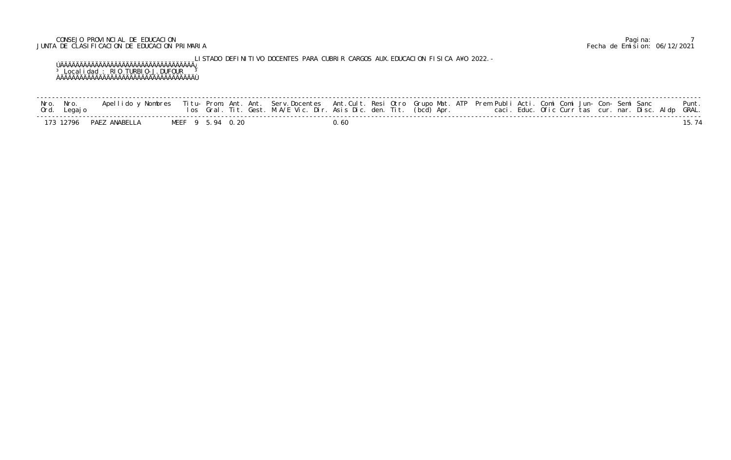CONSEJO PROVINCIAL DE EDUCACION
JUNTA DE CLASIFICACION DE EDUCACION PRIMARIA

Pagina: 7
Fecha de Emision: 06/12/2021

LISTADO DEFINITIVO DOCENTES PARA CUBRIR CARGOS AUX.EDUCACION FISICA A¥O 2022.-

Localidad : RIO TURBIO-J.DUFOUR

| Nro. Ord. | Nro. Legajo | Apellido y Nombres | Titulos | Prom. Gral. | Ant. Tit. | Ant. Gest. | Serv.Docentes M.A/E Vic. Dir. | Ant.Cult. Asis Dic. | Resi den. | Otro Tit. | Grupo (bcd) | Mat. Apr. | ATP | Prem | Publi caci. | Acti. Educ. | Comi Ofic | Comi Curr | Jun- tas | Con- cur. | Semi nar. | Sanc Disc. | Aldp | Punt. GRAL. |
|---|---|---|---|---|---|---|---|---|---|---|---|---|---|---|---|---|---|---|---|---|---|---|---|---|
| 173 | 12796 | PAEZ ANABELLA | MEEF 9 | 5.94 | 0.20 | | | 0.60 | | | | | | | | | | | | | | | | 15.74 |